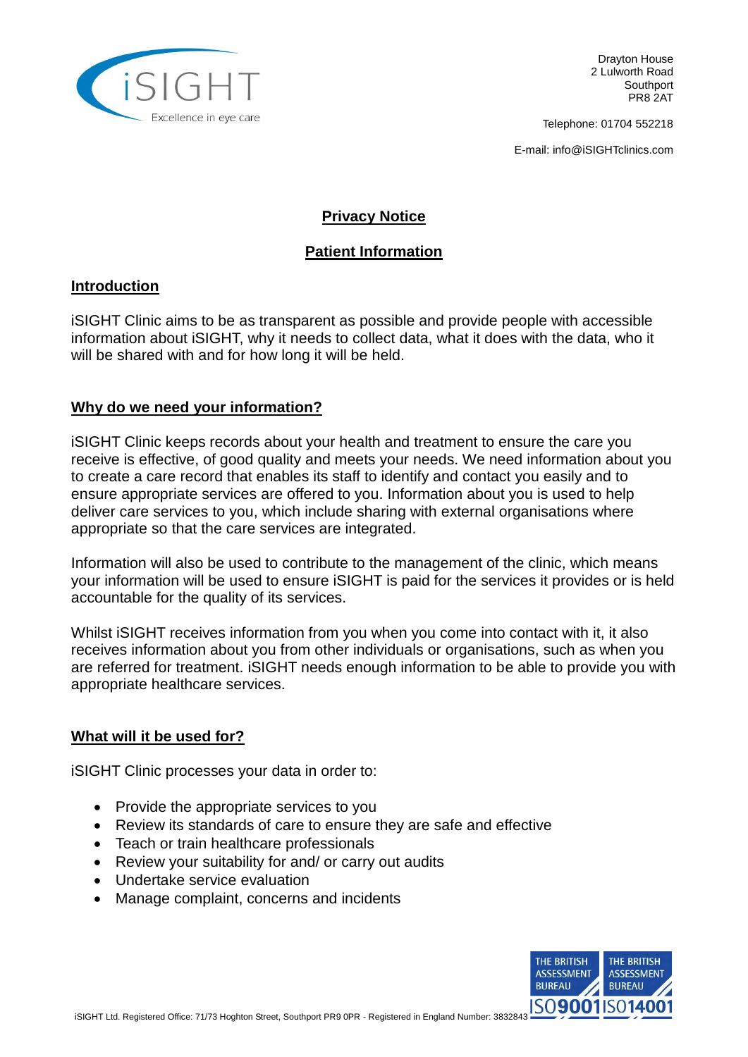iSIGHT
Excellence in eye care

Drayton House
2 Lulworth Road
Southport
PR8 2AT

Telephone: 01704 552218

E-mail: info@iSIGHTclinics.com

# Privacy Notice

## Patient Information

### Introduction

iSIGHT Clinic aims to be as transparent as possible and provide people with accessible information about iSIGHT, why it needs to collect data, what it does with the data, who it will be shared with and for how long it will be held.

### Why do we need your information?

iSIGHT Clinic keeps records about your health and treatment to ensure the care you receive is effective, of good quality and meets your needs. We need information about you to create a care record that enables its staff to identify and contact you easily and to ensure appropriate services are offered to you. Information about you is used to help deliver care services to you, which include sharing with external organisations where appropriate so that the care services are integrated.

Information will also be used to contribute to the management of the clinic, which means your information will be used to ensure iSIGHT is paid for the services it provides or is held accountable for the quality of its services.

Whilst iSIGHT receives information from you when you come into contact with it, it also receives information about you from other individuals or organisations, such as when you are referred for treatment. iSIGHT needs enough information to be able to provide you with appropriate healthcare services.

### What will it be used for?

iSIGHT Clinic processes your data in order to:

- Provide the appropriate services to you
- Review its standards of care to ensure they are safe and effective
- Teach or train healthcare professionals
- Review your suitability for and/ or carry out audits
- Undertake service evaluation
- Manage complaint, concerns and incidents

iSIGHT Ltd. Registered Office: 71/73 Hoghton Street, Southport PR9 0PR - Registered in England Number: 3832843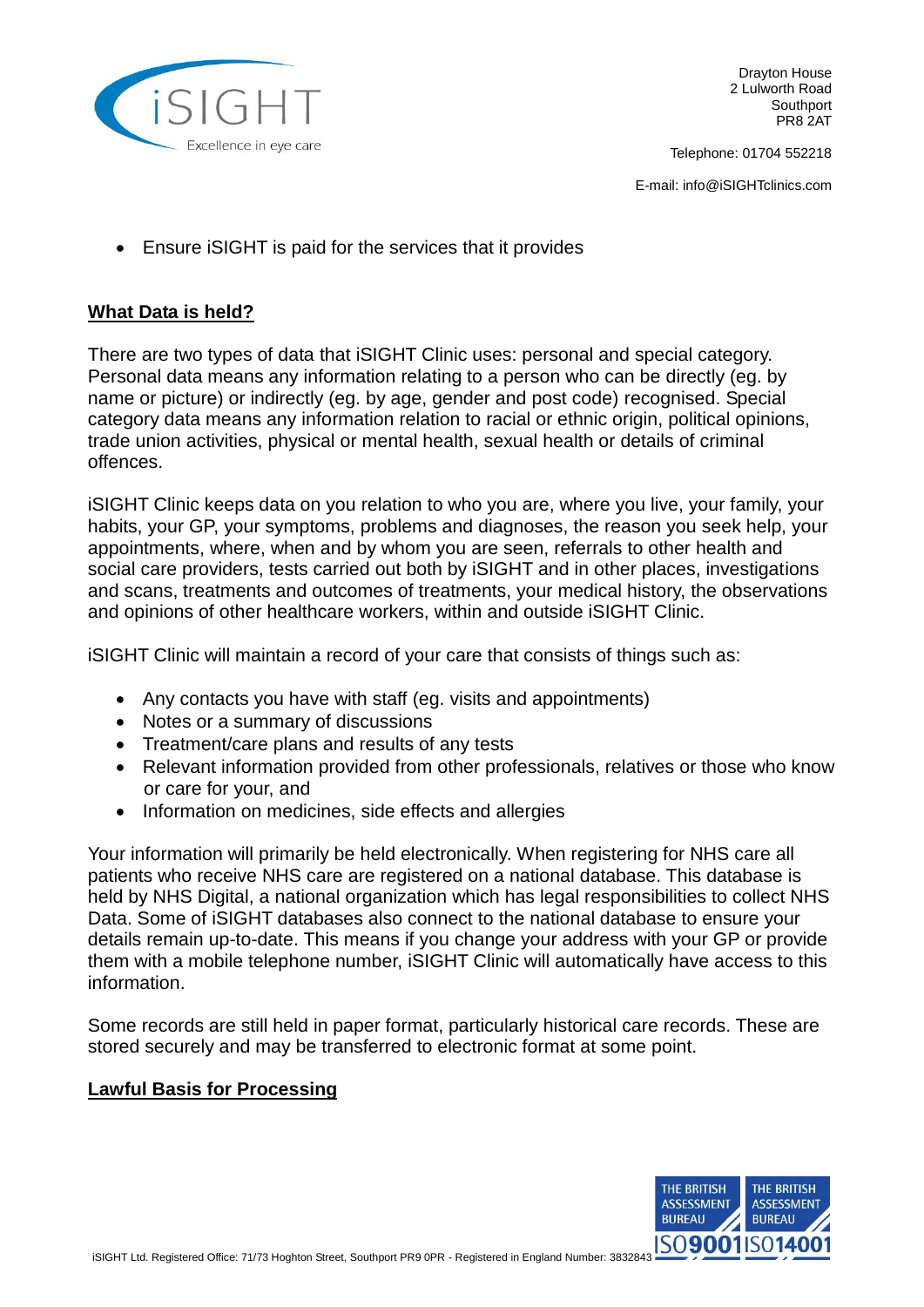- Ensure iSIGHT is paid for the services that it provides

## What Data is held?

There are two types of data that iSIGHT Clinic uses: personal and special category. Personal data means any information relating to a person who can be directly (eg. by name or picture) or indirectly (eg. by age, gender and post code) recognised. Special category data means any information relation to racial or ethnic origin, political opinions, trade union activities, physical or mental health, sexual health or details of criminal offences.

iSIGHT Clinic keeps data on you relation to who you are, where you live, your family, your habits, your GP, your symptoms, problems and diagnoses, the reason you seek help, your appointments, where, when and by whom you are seen, referrals to other health and social care providers, tests carried out both by iSIGHT and in other places, investigations and scans, treatments and outcomes of treatments, your medical history, the observations and opinions of other healthcare workers, within and outside iSIGHT Clinic.

iSIGHT Clinic will maintain a record of your care that consists of things such as:

- Any contacts you have with staff (eg. visits and appointments)
- Notes or a summary of discussions
- Treatment/care plans and results of any tests
- Relevant information provided from other professionals, relatives or those who know or care for your, and
- Information on medicines, side effects and allergies

Your information will primarily be held electronically. When registering for NHS care all patients who receive NHS care are registered on a national database. This database is held by NHS Digital, a national organization which has legal responsibilities to collect NHS Data. Some of iSIGHT databases also connect to the national database to ensure your details remain up-to-date. This means if you change your address with your GP or provide them with a mobile telephone number, iSIGHT Clinic will automatically have access to this information.

Some records are still held in paper format, particularly historical care records. These are stored securely and may be transferred to electronic format at some point.

## Lawful Basis for Processing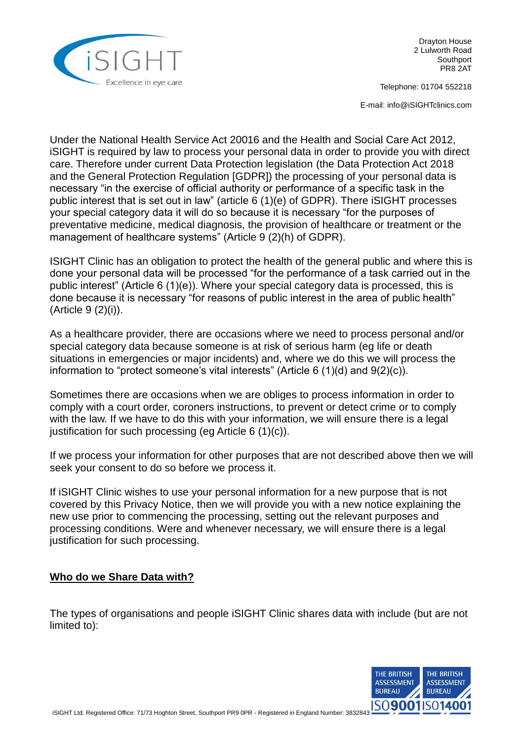Under the National Health Service Act 20016 and the Health and Social Care Act 2012, iSIGHT is required by law to process your personal data in order to provide you with direct care. Therefore under current Data Protection legislation (the Data Protection Act 2018 and the General Protection Regulation [GDPR]) the processing of your personal data is necessary "in the exercise of official authority or performance of a specific task in the public interest that is set out in law" (article 6 (1)(e) of GDPR). There iSIGHT processes your special category data it will do so because it is necessary "for the purposes of preventative medicine, medical diagnosis, the provision of healthcare or treatment or the management of healthcare systems" (Article 9 (2)(h) of GDPR).

ISIGHT Clinic has an obligation to protect the health of the general public and where this is done your personal data will be processed "for the performance of a task carried out in the public interest" (Article 6 (1)(e)). Where your special category data is processed, this is done because it is necessary "for reasons of public interest in the area of public health" (Article 9 (2)(i)).

As a healthcare provider, there are occasions where we need to process personal and/or special category data because someone is at risk of serious harm (eg life or death situations in emergencies or major incidents) and, where we do this we will process the information to "protect someone's vital interests" (Article 6 (1)(d) and 9(2)(c)).

Sometimes there are occasions when we are obliges to process information in order to comply with a court order, coroners instructions, to prevent or detect crime or to comply with the law. If we have to do this with your information, we will ensure there is a legal justification for such processing (eg Article 6 (1)(c)).

If we process your information for other purposes that are not described above then we will seek your consent to do so before we process it.

If iSIGHT Clinic wishes to use your personal information for a new purpose that is not covered by this Privacy Notice, then we will provide you with a new notice explaining the new use prior to commencing the processing, setting out the relevant purposes and processing conditions. Were and whenever necessary, we will ensure there is a legal justification for such processing.

**Who do we Share Data with?**

The types of organisations and people iSIGHT Clinic shares data with include (but are not limited to):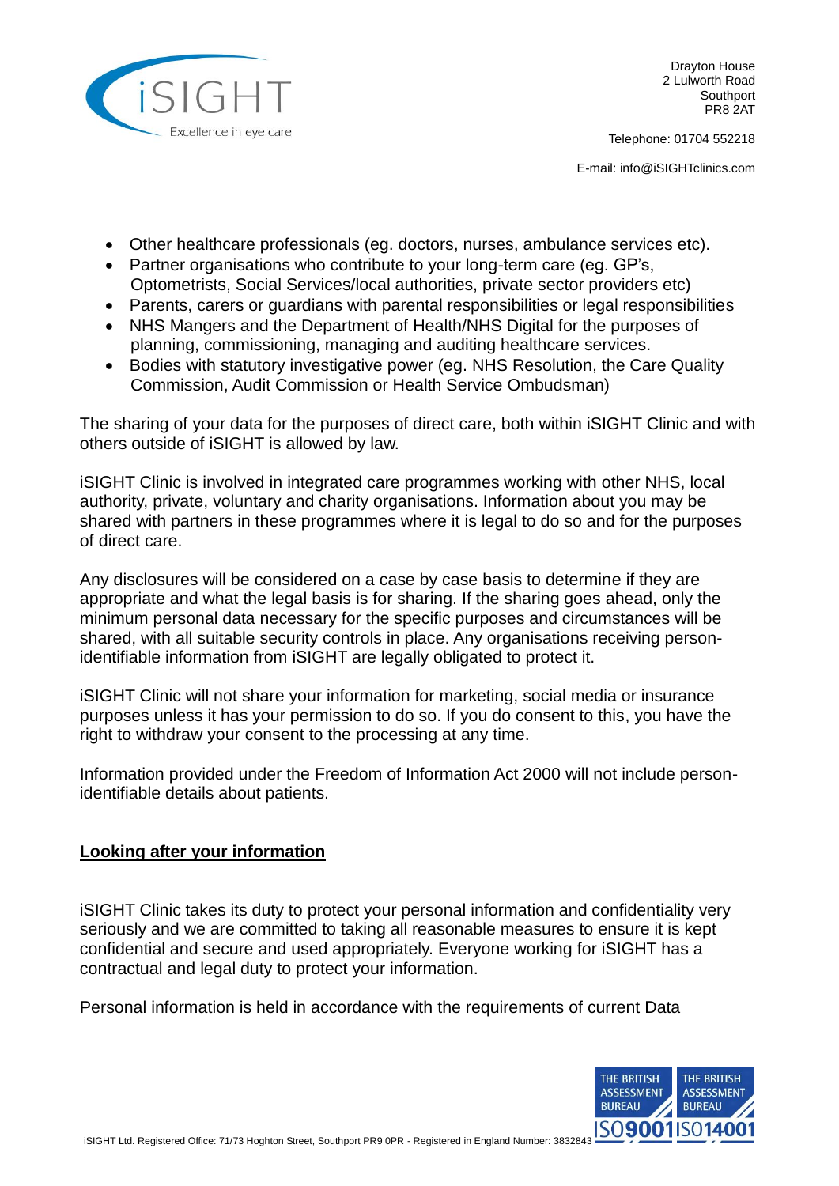- Other healthcare professionals (eg. doctors, nurses, ambulance services etc).
- Partner organisations who contribute to your long-term care (eg. GP's, Optometrists, Social Services/local authorities, private sector providers etc)
- Parents, carers or guardians with parental responsibilities or legal responsibilities
- NHS Mangers and the Department of Health/NHS Digital for the purposes of planning, commissioning, managing and auditing healthcare services.
- Bodies with statutory investigative power (eg. NHS Resolution, the Care Quality Commission, Audit Commission or Health Service Ombudsman)

The sharing of your data for the purposes of direct care, both within iSIGHT Clinic and with others outside of iSIGHT is allowed by law.

iSIGHT Clinic is involved in integrated care programmes working with other NHS, local authority, private, voluntary and charity organisations. Information about you may be shared with partners in these programmes where it is legal to do so and for the purposes of direct care.

Any disclosures will be considered on a case by case basis to determine if they are appropriate and what the legal basis is for sharing. If the sharing goes ahead, only the minimum personal data necessary for the specific purposes and circumstances will be shared, with all suitable security controls in place. Any organisations receiving person-identifiable information from iSIGHT are legally obligated to protect it.

iSIGHT Clinic will not share your information for marketing, social media or insurance purposes unless it has your permission to do so. If you do consent to this, you have the right to withdraw your consent to the processing at any time.

Information provided under the Freedom of Information Act 2000 will not include person-identifiable details about patients.

## Looking after your information

iSIGHT Clinic takes its duty to protect your personal information and confidentiality very seriously and we are committed to taking all reasonable measures to ensure it is kept confidential and secure and used appropriately. Everyone working for iSIGHT has a contractual and legal duty to protect your information.

Personal information is held in accordance with the requirements of current Data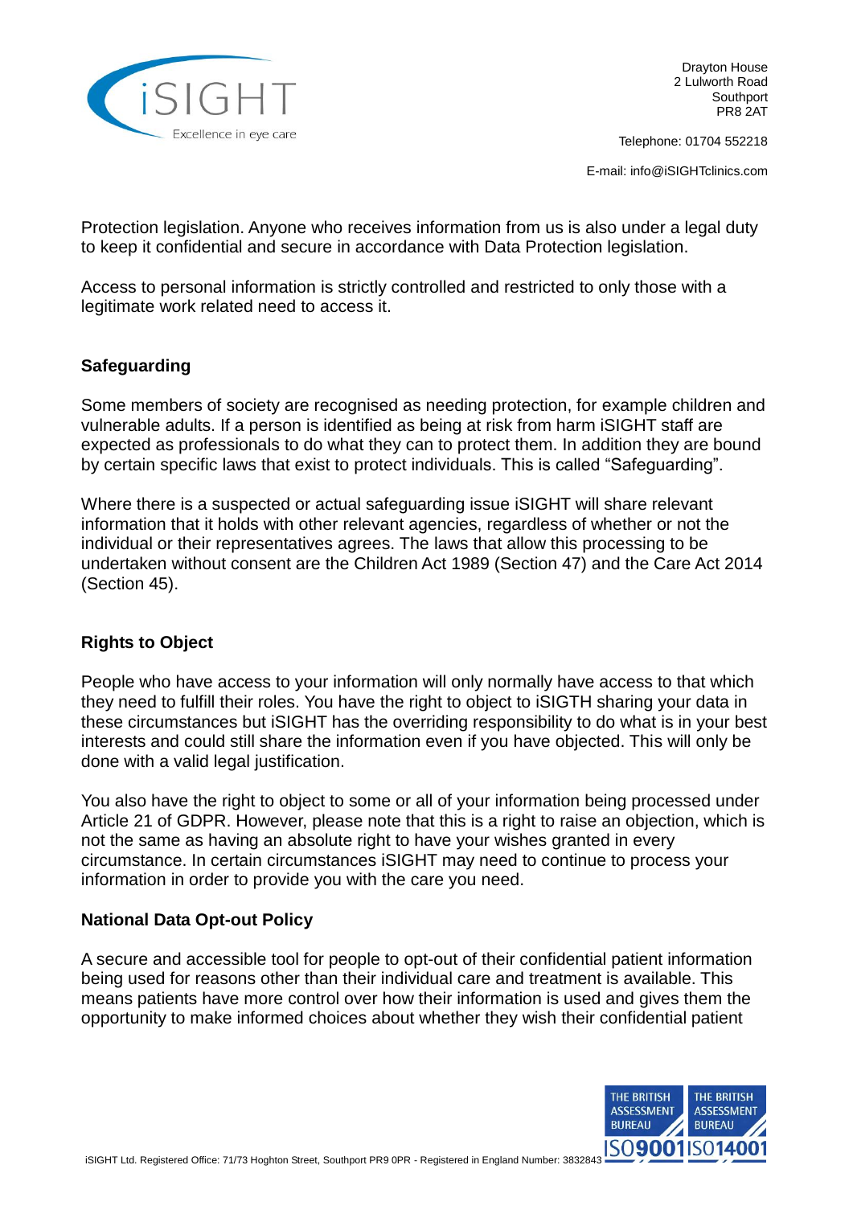Protection legislation. Anyone who receives information from us is also under a legal duty to keep it confidential and secure in accordance with Data Protection legislation.

Access to personal information is strictly controlled and restricted to only those with a legitimate work related need to access it.

## Safeguarding

Some members of society are recognised as needing protection, for example children and vulnerable adults. If a person is identified as being at risk from harm iSIGHT staff are expected as professionals to do what they can to protect them. In addition they are bound by certain specific laws that exist to protect individuals. This is called "Safeguarding".

Where there is a suspected or actual safeguarding issue iSIGHT will share relevant information that it holds with other relevant agencies, regardless of whether or not the individual or their representatives agrees. The laws that allow this processing to be undertaken without consent are the Children Act 1989 (Section 47) and the Care Act 2014 (Section 45).

## Rights to Object

People who have access to your information will only normally have access to that which they need to fulfill their roles. You have the right to object to iSIGTH sharing your data in these circumstances but iSIGHT has the overriding responsibility to do what is in your best interests and could still share the information even if you have objected. This will only be done with a valid legal justification.

You also have the right to object to some or all of your information being processed under Article 21 of GDPR. However, please note that this is a right to raise an objection, which is not the same as having an absolute right to have your wishes granted in every circumstance. In certain circumstances iSIGHT may need to continue to process your information in order to provide you with the care you need.

## National Data Opt-out Policy

A secure and accessible tool for people to opt-out of their confidential patient information being used for reasons other than their individual care and treatment is available. This means patients have more control over how their information is used and gives them the opportunity to make informed choices about whether they wish their confidential patient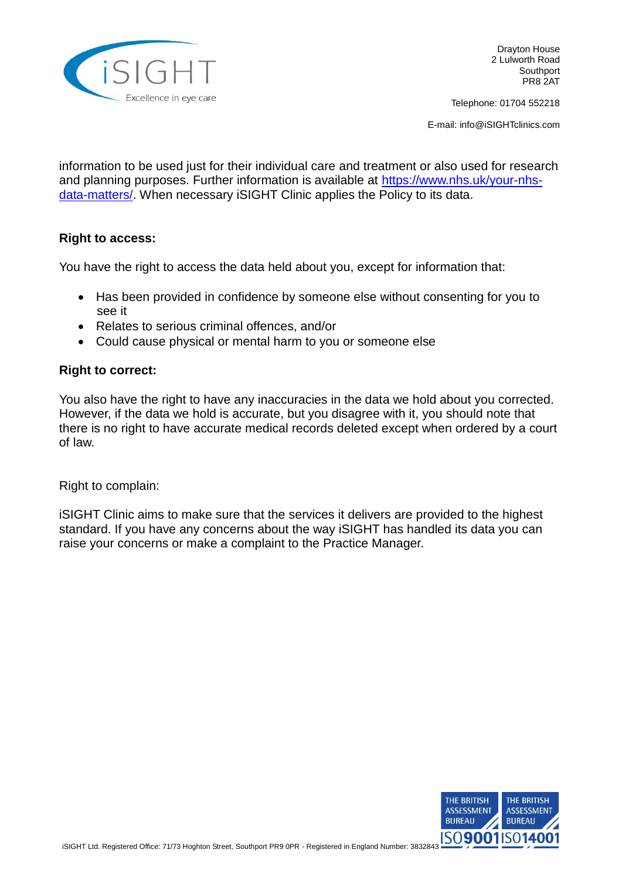information to be used just for their individual care and treatment or also used for research and planning purposes. Further information is available at [https://www.nhs.uk/your-nhs-data-matters/](https://www.nhs.uk/your-nhs-data-matters/). When necessary iSIGHT Clinic applies the Policy to its data.

**Right to access:**

You have the right to access the data held about you, except for information that:

- Has been provided in confidence by someone else without consenting for you to see it
- Relates to serious criminal offences, and/or
- Could cause physical or mental harm to you or someone else

**Right to correct:**

You also have the right to have any inaccuracies in the data we hold about you corrected. However, if the data we hold is accurate, but you disagree with it, you should note that there is no right to have accurate medical records deleted except when ordered by a court of law.

Right to complain:

iSIGHT Clinic aims to make sure that the services it delivers are provided to the highest standard. If you have any concerns about the way iSIGHT has handled its data you can raise your concerns or make a complaint to the Practice Manager.